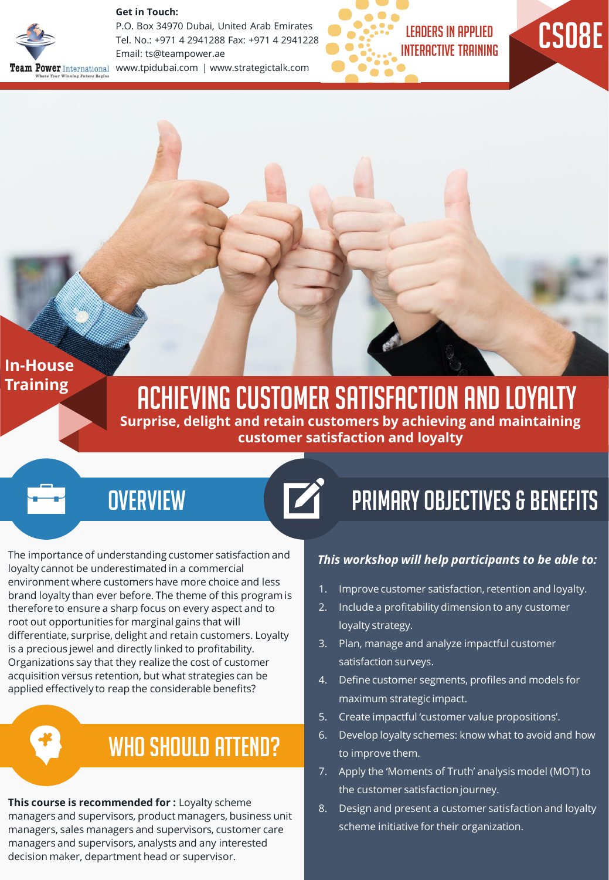**Get in Touch:**
P.O. Box 34970 Dubai, United Arab Emirates
Tel. No.: +971 4 2941288 Fax: +971 4 2941228
Email: ts@teampower.ae
www.tpidubai.com | www.strategictalk.com

LEADERS IN APPLIED INTERACTIVE TRAINING

CS08E

In-House Training

# ACHIEVING CUSTOMER SATISFACTION AND LOYALTY

**Surprise, delight and retain customers by achieving and maintaining customer satisfaction and loyalty**

## OVERVIEW

The importance of understanding customer satisfaction and loyalty cannot be underestimated in a commercial environment where customers have more choice and less brand loyalty than ever before. The theme of this program is therefore to ensure a sharp focus on every aspect and to root out opportunities for marginal gains that will differentiate, surprise, delight and retain customers. Loyalty is a precious jewel and directly linked to profitability. Organizations say that they realize the cost of customer acquisition versus retention, but what strategies can be applied effectively to reap the considerable benefits?

## WHO SHOULD ATTEND?

**This course is recommended for :** Loyalty scheme managers and supervisors, product managers, business unit managers, sales managers and supervisors, customer care managers and supervisors, analysts and any interested decision maker, department head or supervisor.

## PRIMARY OBJECTIVES & BENEFITS

***This workshop will help participants to be able to:***

1. Improve customer satisfaction, retention and loyalty.
2. Include a profitability dimension to any customer loyalty strategy.
3. Plan, manage and analyze impactful customer satisfaction surveys.
4. Define customer segments, profiles and models for maximum strategic impact.
5. Create impactful 'customer value propositions'.
6. Develop loyalty schemes: know what to avoid and how to improve them.
7. Apply the 'Moments of Truth' analysis model (MOT) to the customer satisfaction journey.
8. Design and present a customer satisfaction and loyalty scheme initiative for their organization.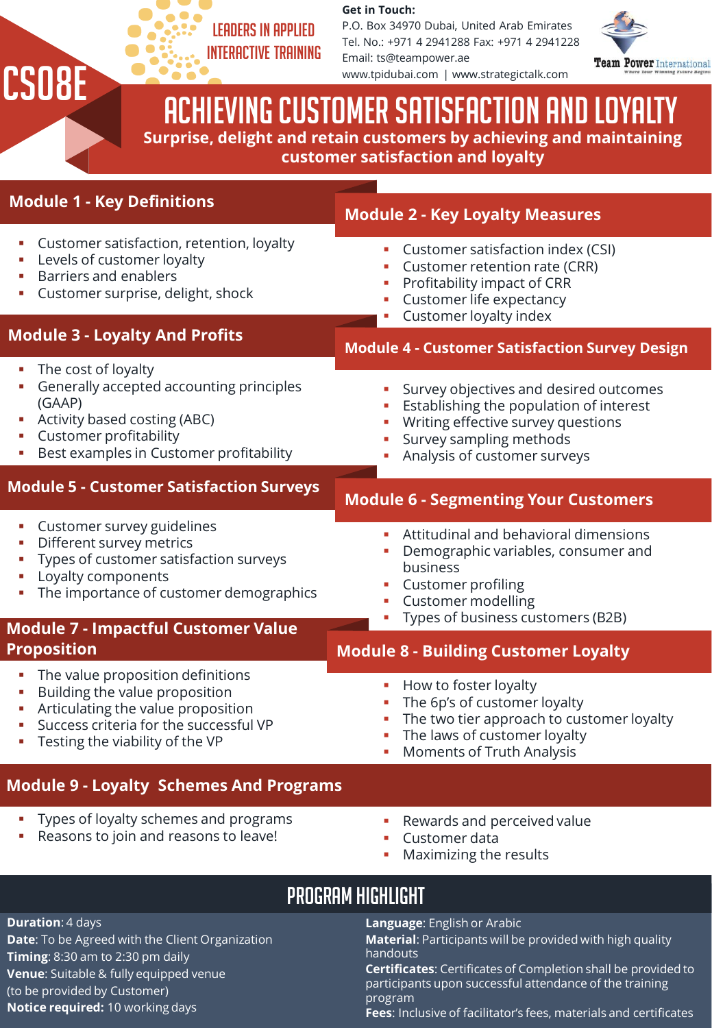CS08E

LEADERS IN APPLIED INTERACTIVE TRAINING

**Get in Touch:**
P.O. Box 34970 Dubai, United Arab Emirates
Tel. No.: +971 4 2941288 Fax: +971 4 2941228
Email: ts@teampower.ae
www.tpidubai.com | www.strategictalk.com

Team Power International
Where Your Winning Future Begins

# ACHIEVING CUSTOMER SATISFACTION AND LOYALTY

**Surprise, delight and retain customers by achieving and maintaining customer satisfaction and loyalty**

## Module 1 - Key Definitions

- Customer satisfaction, retention, loyalty
- Levels of customer loyalty
- Barriers and enablers
- Customer surprise, delight, shock

## Module 2 - Key Loyalty Measures

- Customer satisfaction index (CSI)
- Customer retention rate (CRR)
- Profitability impact of CRR
- Customer life expectancy
- Customer loyalty index

## Module 3 - Loyalty And Profits

- The cost of loyalty
- Generally accepted accounting principles (GAAP)
- Activity based costing (ABC)
- Customer profitability
- Best examples in Customer profitability

## Module 4 - Customer Satisfaction Survey Design

- Survey objectives and desired outcomes
- Establishing the population of interest
- Writing effective survey questions
- Survey sampling methods
- Analysis of customer surveys

## Module 5 - Customer Satisfaction Surveys

- Customer survey guidelines
- Different survey metrics
- Types of customer satisfaction surveys
- Loyalty components
- The importance of customer demographics

## Module 6 - Segmenting Your Customers

- Attitudinal and behavioral dimensions
- Demographic variables, consumer and business
- Customer profiling
- Customer modelling
- Types of business customers (B2B)

## Module 7 - Impactful Customer Value Proposition

- The value proposition definitions
- Building the value proposition
- Articulating the value proposition
- Success criteria for the successful VP
- Testing the viability of the VP

## Module 8 - Building Customer Loyalty

- How to foster loyalty
- The 6p's of customer loyalty
- The two tier approach to customer loyalty
- The laws of customer loyalty
- Moments of Truth Analysis

## Module 9 - Loyalty Schemes And Programs

- Types of loyalty schemes and programs
- Reasons to join and reasons to leave!
- Rewards and perceived value
- Customer data
- Maximizing the results

## PROGRAM HIGHLIGHT

**Duration**: 4 days
**Date**: To be Agreed with the Client Organization
**Timing**: 8:30 am to 2:30 pm daily
**Venue**: Suitable & fully equipped venue (to be provided by Customer)
**Notice required:** 10 working days

**Language**: English or Arabic
**Material**: Participants will be provided with high quality handouts
**Certificates**: Certificates of Completion shall be provided to participants upon successful attendance of the training program
**Fees**: Inclusive of facilitator's fees, materials and certificates